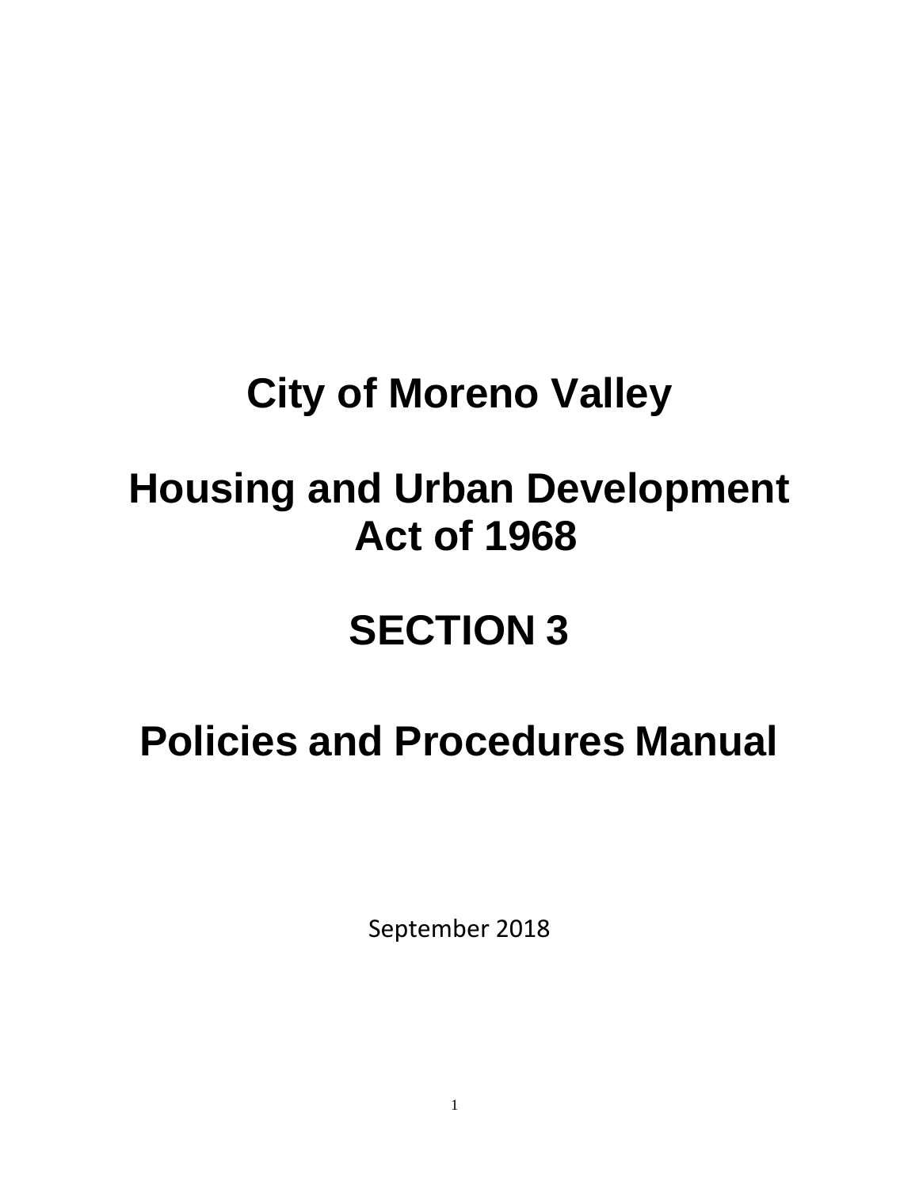# City of Moreno Valley

# Housing and Urban Development Act of 1968

# SECTION 3

# Policies and Procedures Manual

September 2018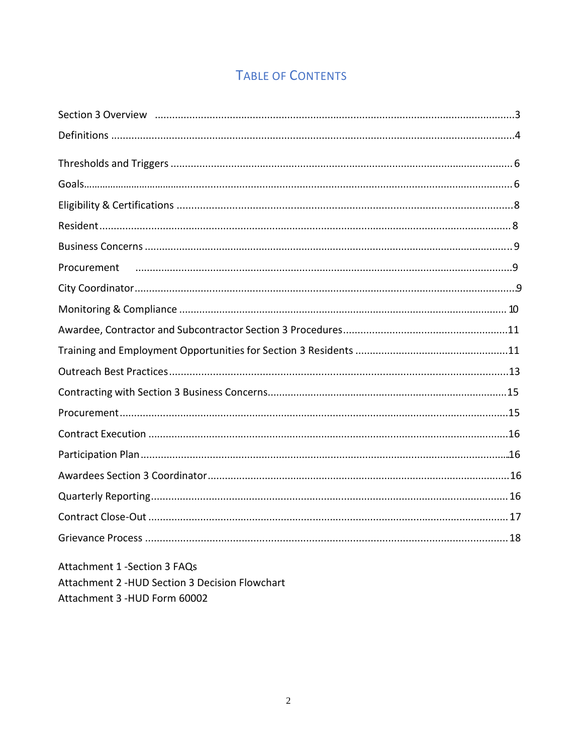# TABLE OF CONTENTS

Section 3 Overview ....................................................................................................................3

Definitions ..............................................................................................................................4

Thresholds and Triggers ......................................................................................................... 6

Goals...................................................................................................................................... 6

Eligibility & Certifications .......................................................................................................8

Resident................................................................................................................................. 8

Business Concerns .................................................................................................................9

Procurement ..........................................................................................................................9

City Coordinator......................................................................................................................9

Monitoring & Compliance .................................................................................................... 10

Awardee, Contractor and Subcontractor Section 3 Procedures.............................................11

Training and Employment Opportunities for Section 3 Residents ........................................11

Outreach Best Practices........................................................................................................13

Contracting with Section 3 Business Concerns......................................................................15

Procurement.........................................................................................................................15

Contract Execution ...............................................................................................................16

Participation Plan..................................................................................................................16

Awardees Section 3 Coordinator.......................................................................................... 16

Quarterly Reporting.............................................................................................................. 16

Contract Close-Out .............................................................................................................. 17

Grievance Process ............................................................................................................... 18

Attachment 1 -Section 3 FAQs
Attachment 2 -HUD Section 3 Decision Flowchart
Attachment 3 -HUD Form 60002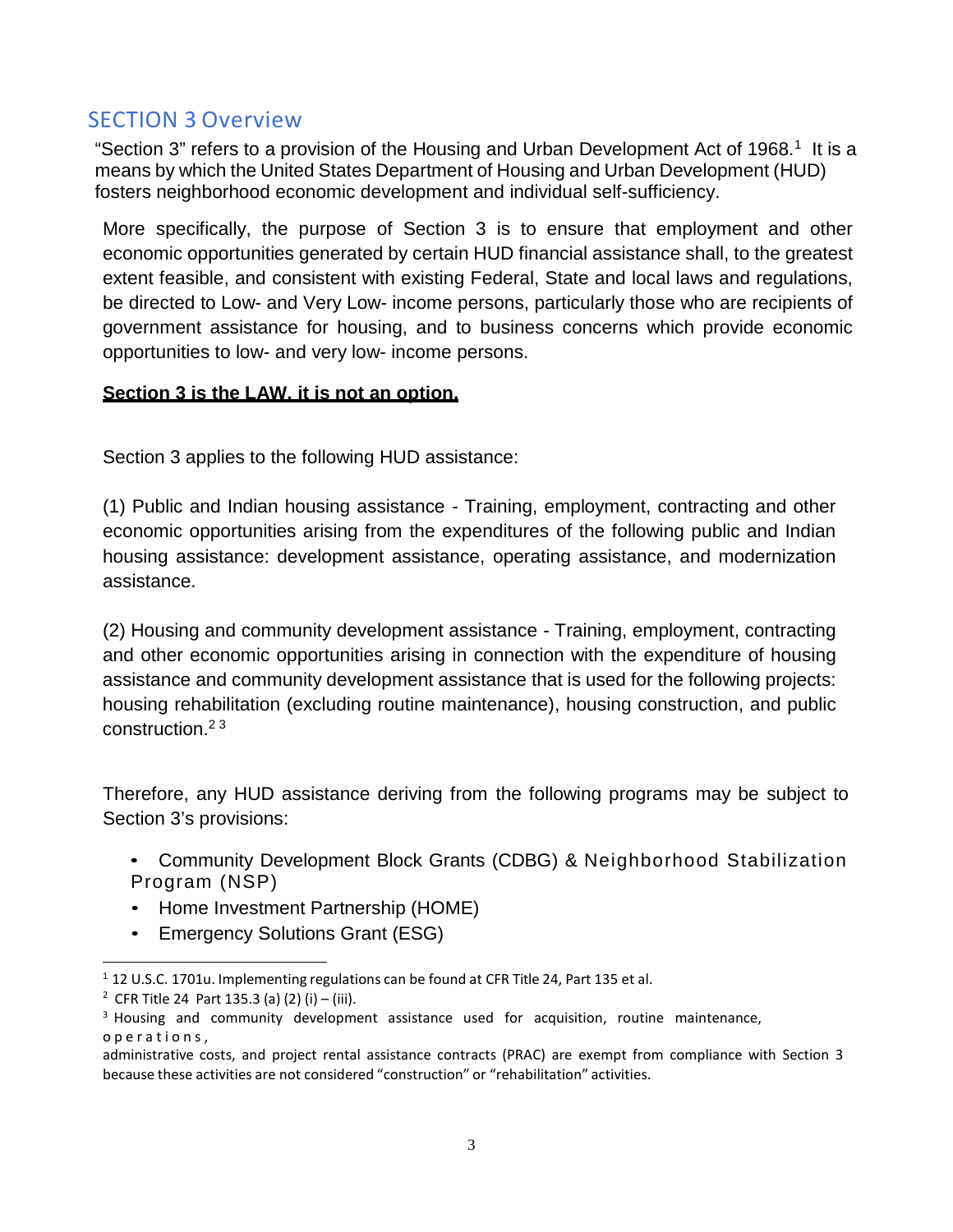## SECTION 3 Overview

"Section 3" refers to a provision of the Housing and Urban Development Act of 1968.[1] It is a means by which the United States Department of Housing and Urban Development (HUD) fosters neighborhood economic development and individual self-sufficiency.

More specifically, the purpose of Section 3 is to ensure that employment and other economic opportunities generated by certain HUD financial assistance shall, to the greatest extent feasible, and consistent with existing Federal, State and local laws and regulations, be directed to Low- and Very Low- income persons, particularly those who are recipients of government assistance for housing, and to business concerns which provide economic opportunities to low- and very low- income persons.

**Section 3 is the LAW, it is not an option.**

Section 3 applies to the following HUD assistance:

(1) Public and Indian housing assistance - Training, employment, contracting and other economic opportunities arising from the expenditures of the following public and Indian housing assistance: development assistance, operating assistance, and modernization assistance.

(2) Housing and community development assistance - Training, employment, contracting and other economic opportunities arising in connection with the expenditure of housing assistance and community development assistance that is used for the following projects: housing rehabilitation (excluding routine maintenance), housing construction, and public construction.[2] [3]

Therefore, any HUD assistance deriving from the following programs may be subject to Section 3's provisions:

- Community Development Block Grants (CDBG) & Neighborhood Stabilization Program (NSP)
- Home Investment Partnership (HOME)
- Emergency Solutions Grant (ESG)

---

[1] 12 U.S.C. 1701u. Implementing regulations can be found at CFR Title 24, Part 135 et al.

[2] CFR Title 24 Part 135.3 (a) (2) (i) – (iii).

[3] Housing and community development assistance used for acquisition, routine maintenance, operations, administrative costs, and project rental assistance contracts (PRAC) are exempt from compliance with Section 3 because these activities are not considered "construction" or "rehabilitation" activities.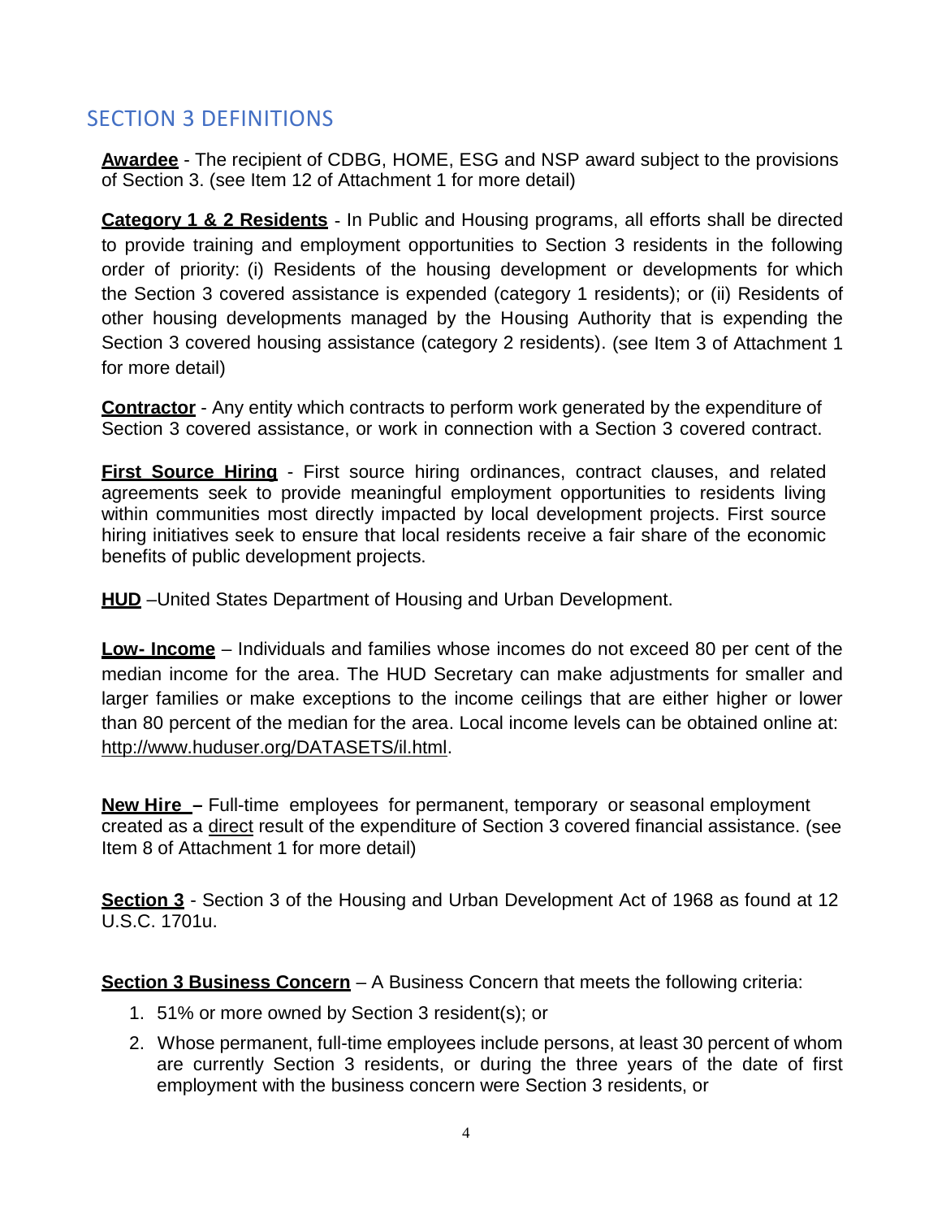## SECTION 3 DEFINITIONS

**Awardee** - The recipient of CDBG, HOME, ESG and NSP award subject to the provisions of Section 3. (see Item 12 of Attachment 1 for more detail)

**Category 1 & 2 Residents** - In Public and Housing programs, all efforts shall be directed to provide training and employment opportunities to Section 3 residents in the following order of priority: (i) Residents of the housing development or developments for which the Section 3 covered assistance is expended (category 1 residents); or (ii) Residents of other housing developments managed by the Housing Authority that is expending the Section 3 covered housing assistance (category 2 residents). (see Item 3 of Attachment 1 for more detail)

**Contractor** - Any entity which contracts to perform work generated by the expenditure of Section 3 covered assistance, or work in connection with a Section 3 covered contract.

**First Source Hiring** - First source hiring ordinances, contract clauses, and related agreements seek to provide meaningful employment opportunities to residents living within communities most directly impacted by local development projects. First source hiring initiatives seek to ensure that local residents receive a fair share of the economic benefits of public development projects.

**HUD** –United States Department of Housing and Urban Development.

**Low- Income** – Individuals and families whose incomes do not exceed 80 per cent of the median income for the area. The HUD Secretary can make adjustments for smaller and larger families or make exceptions to the income ceilings that are either higher or lower than 80 percent of the median for the area. Local income levels can be obtained online at: http://www.huduser.org/DATASETS/il.html.

**New Hire –** Full-time employees for permanent, temporary or seasonal employment created as a direct result of the expenditure of Section 3 covered financial assistance. (see Item 8 of Attachment 1 for more detail)

**Section 3** - Section 3 of the Housing and Urban Development Act of 1968 as found at 12 U.S.C. 1701u.

**Section 3 Business Concern** – A Business Concern that meets the following criteria:

1. 51% or more owned by Section 3 resident(s); or
2. Whose permanent, full-time employees include persons, at least 30 percent of whom are currently Section 3 residents, or during the three years of the date of first employment with the business concern were Section 3 residents, or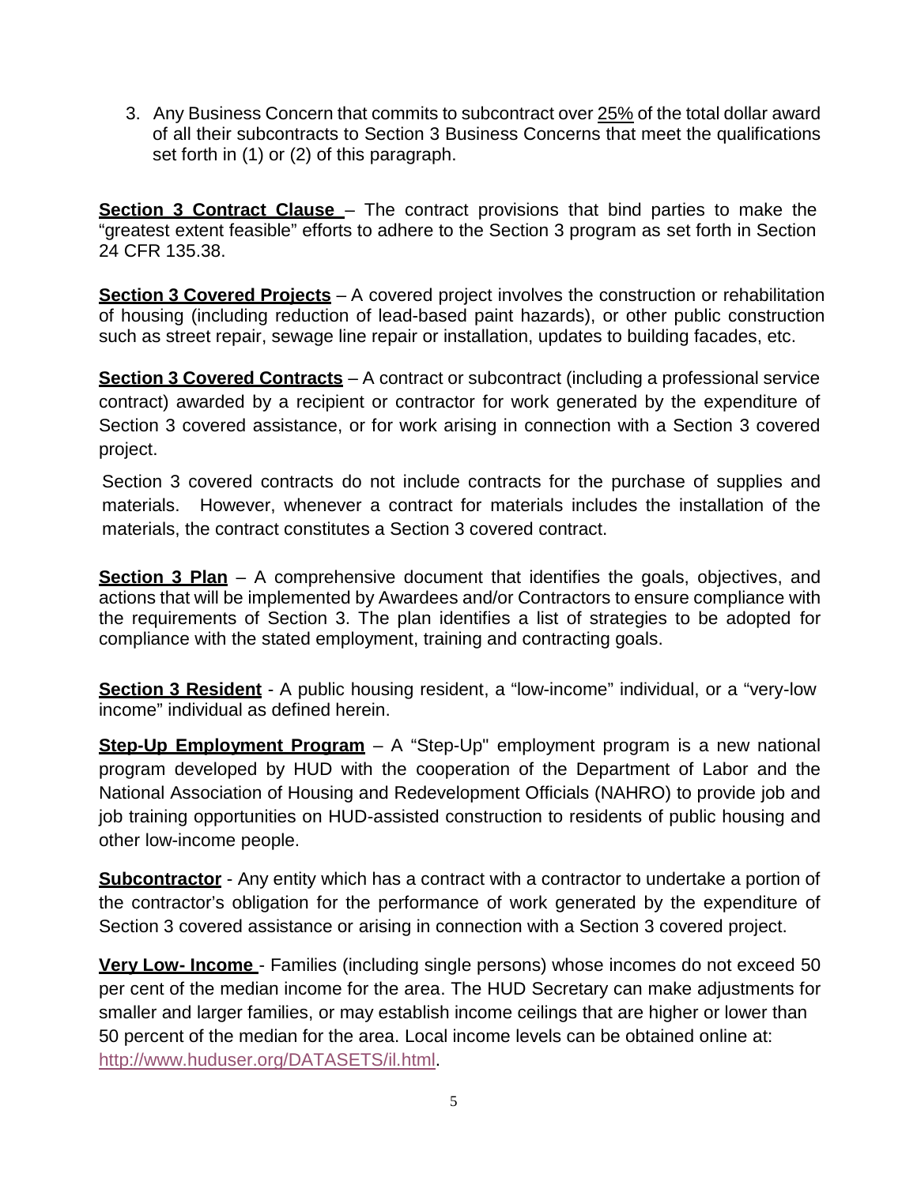3. Any Business Concern that commits to subcontract over 25% of the total dollar award of all their subcontracts to Section 3 Business Concerns that meet the qualifications set forth in (1) or (2) of this paragraph.

**Section 3 Contract Clause** – The contract provisions that bind parties to make the "greatest extent feasible" efforts to adhere to the Section 3 program as set forth in Section 24 CFR 135.38.

**Section 3 Covered Projects** – A covered project involves the construction or rehabilitation of housing (including reduction of lead-based paint hazards), or other public construction such as street repair, sewage line repair or installation, updates to building facades, etc.

**Section 3 Covered Contracts** – A contract or subcontract (including a professional service contract) awarded by a recipient or contractor for work generated by the expenditure of Section 3 covered assistance, or for work arising in connection with a Section 3 covered project.

Section 3 covered contracts do not include contracts for the purchase of supplies and materials. However, whenever a contract for materials includes the installation of the materials, the contract constitutes a Section 3 covered contract.

**Section 3 Plan** – A comprehensive document that identifies the goals, objectives, and actions that will be implemented by Awardees and/or Contractors to ensure compliance with the requirements of Section 3. The plan identifies a list of strategies to be adopted for compliance with the stated employment, training and contracting goals.

**Section 3 Resident** - A public housing resident, a "low-income" individual, or a "very-low income" individual as defined herein.

**Step-Up Employment Program** – A "Step-Up" employment program is a new national program developed by HUD with the cooperation of the Department of Labor and the National Association of Housing and Redevelopment Officials (NAHRO) to provide job and job training opportunities on HUD-assisted construction to residents of public housing and other low-income people.

**Subcontractor** - Any entity which has a contract with a contractor to undertake a portion of the contractor's obligation for the performance of work generated by the expenditure of Section 3 covered assistance or arising in connection with a Section 3 covered project.

**Very Low- Income** - Families (including single persons) whose incomes do not exceed 50 per cent of the median income for the area. The HUD Secretary can make adjustments for smaller and larger families, or may establish income ceilings that are higher or lower than 50 percent of the median for the area. Local income levels can be obtained online at: http://www.huduser.org/DATASETS/il.html.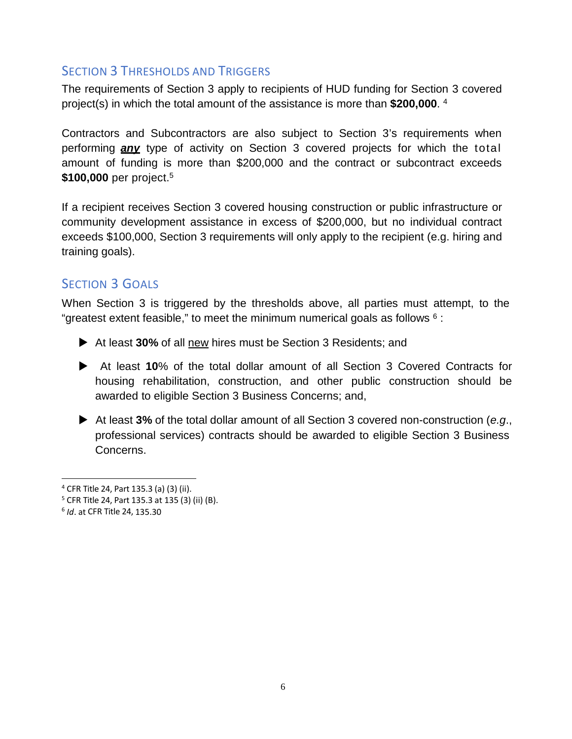## Section 3 Thresholds and Triggers

The requirements of Section 3 apply to recipients of HUD funding for Section 3 covered project(s) in which the total amount of the assistance is more than **$200,000**. [4]

Contractors and Subcontractors are also subject to Section 3's requirements when performing ***any*** type of activity on Section 3 covered projects for which the total amount of funding is more than $200,000 and the contract or subcontract exceeds **$100,000** per project.[5]

If a recipient receives Section 3 covered housing construction or public infrastructure or community development assistance in excess of $200,000, but no individual contract exceeds $100,000, Section 3 requirements will only apply to the recipient (e.g. hiring and training goals).

## Section 3 Goals

When Section 3 is triggered by the thresholds above, all parties must attempt, to the "greatest extent feasible," to meet the minimum numerical goals as follows [6] :

- At least **30%** of all new hires must be Section 3 Residents; and
- At least **10**% of the total dollar amount of all Section 3 Covered Contracts for housing rehabilitation, construction, and other public construction should be awarded to eligible Section 3 Business Concerns; and,
- At least **3%** of the total dollar amount of all Section 3 covered non-construction (*e.g.*, professional services) contracts should be awarded to eligible Section 3 Business Concerns.

---

[4] CFR Title 24, Part 135.3 (a) (3) (ii).

[5] CFR Title 24, Part 135.3 at 135 (3) (ii) (B).

[6] *Id*. at CFR Title 24, 135.30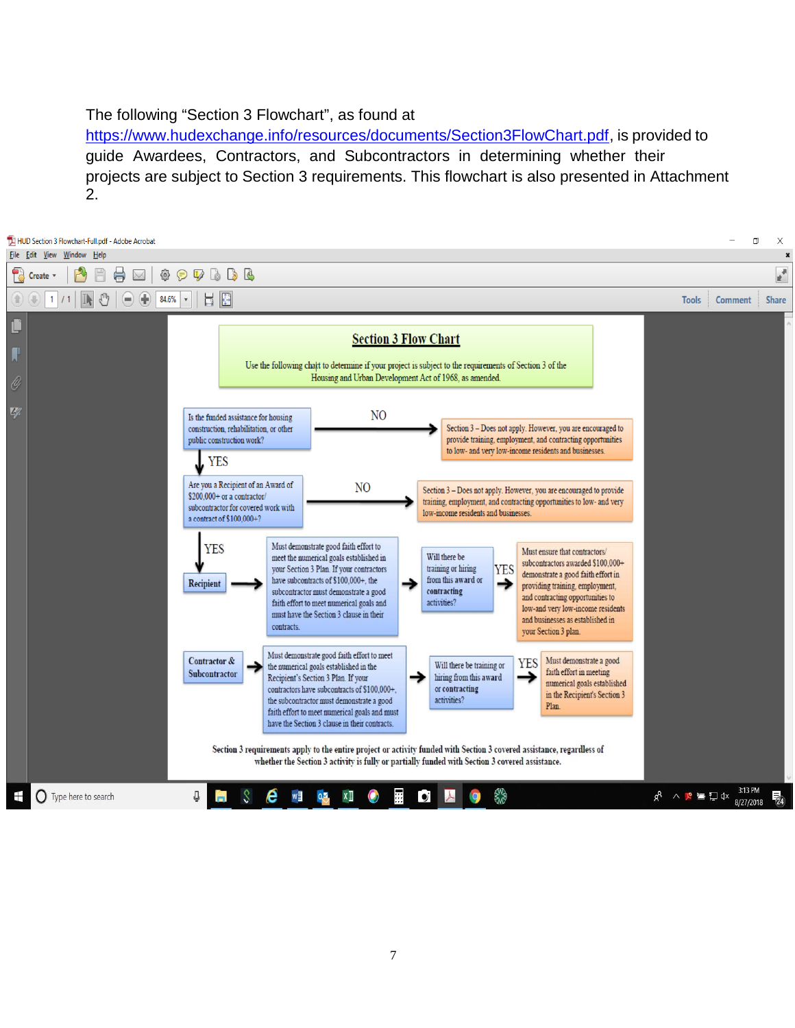The following "Section 3 Flowchart", as found at https://www.hudexchange.info/resources/documents/Section3FlowChart.pdf, is provided to guide Awardees, Contractors, and Subcontractors in determining whether their projects are subject to Section 3 requirements. This flowchart is also presented in Attachment 2.

HUD Section 3 Flowchart-Full.pdf - Adobe Acrobat

**Section 3 Flow Chart**

Use the following chart to determine if your project is subject to the requirements of Section 3 of the Housing and Urban Development Act of 1968, as amended.

Is the funded assistance for housing construction, rehabilitation, or other public construction work?

NO → Section 3 – Does not apply. However, you are encouraged to provide training, employment, or contracting opportunities to low- and very low-income residents and businesses.

YES ↓

Are you a Recipient of an Award of $200,000+ or a contractor/ subcontractor for covered work with a contract of $100,000+?

NO → Section 3 – Does not apply. However, you are encouraged to provide training, employment, and contracting opportunities to low- and very low-income residents and businesses.

YES ↓

Recipient → Must demonstrate good faith effort to meet the numerical goals established in your Section 3 Plan. If your contractors have subcontracts of $100,000+, the subcontractor must demonstrate a good faith effort to meet numerical goals and must have the Section 3 clause in their contracts. → Will there be training or hiring from this award or contracting activities? → YES → Must ensure that contractors/ subcontractors awarded $100,000+ demonstrate a good faith effort in providing training, employment, and contracting opportunities to low-and very low-income residents and businesses as established in your Section 3 plan.

Contractor & Subcontractor → Must demonstrate good faith effort to meet the numerical goals established in the Recipient's Section 3 Plan. If your contractors have subcontracts of $100,000+, the subcontractor must demonstrate a good faith effort to meet numerical goals and must have the Section 3 clause in their contracts. → Will there be training or hiring from this award or contracting activities? → YES → Must demonstrate a good faith effort in meeting numerical goals established in the Recipient's Section 3 Plan.

Section 3 requirements apply to the entire project or activity funded with Section 3 covered assistance, regardless of whether the Section 3 activity is fully or partially funded with Section 3 covered assistance.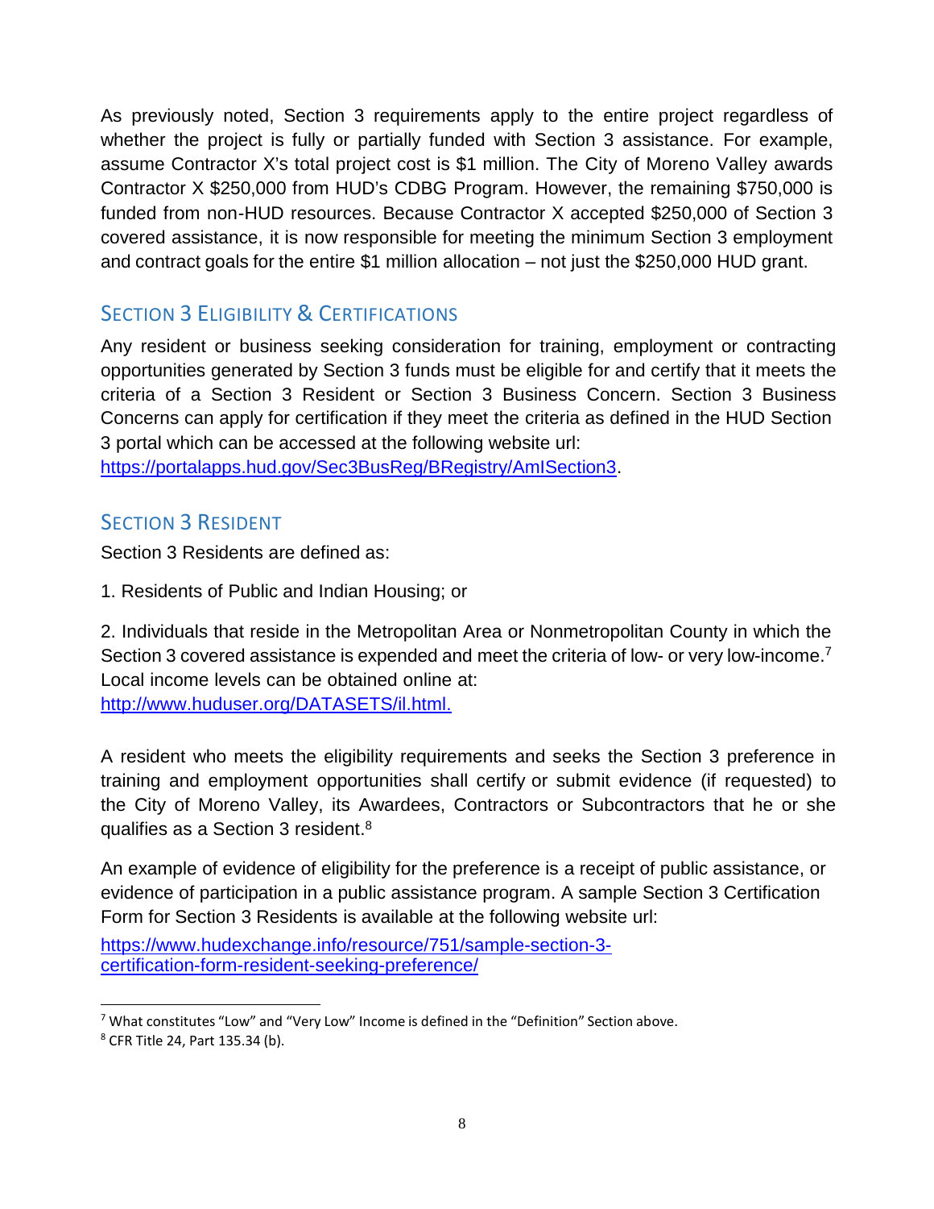As previously noted, Section 3 requirements apply to the entire project regardless of whether the project is fully or partially funded with Section 3 assistance. For example, assume Contractor X's total project cost is $1 million. The City of Moreno Valley awards Contractor X $250,000 from HUD's CDBG Program. However, the remaining $750,000 is funded from non-HUD resources. Because Contractor X accepted $250,000 of Section 3 covered assistance, it is now responsible for meeting the minimum Section 3 employment and contract goals for the entire $1 million allocation – not just the $250,000 HUD grant.

## Section 3 Eligibility & Certifications

Any resident or business seeking consideration for training, employment or contracting opportunities generated by Section 3 funds must be eligible for and certify that it meets the criteria of a Section 3 Resident or Section 3 Business Concern. Section 3 Business Concerns can apply for certification if they meet the criteria as defined in the HUD Section 3 portal which can be accessed at the following website url: https://portalapps.hud.gov/Sec3BusReg/BRegistry/AmISection3.

## Section 3 Resident

Section 3 Residents are defined as:

1. Residents of Public and Indian Housing; or

2. Individuals that reside in the Metropolitan Area or Nonmetropolitan County in which the Section 3 covered assistance is expended and meet the criteria of low- or very low-income.[7] Local income levels can be obtained online at: http://www.huduser.org/DATASETS/il.html.

A resident who meets the eligibility requirements and seeks the Section 3 preference in training and employment opportunities shall certify or submit evidence (if requested) to the City of Moreno Valley, its Awardees, Contractors or Subcontractors that he or she qualifies as a Section 3 resident.[8]

An example of evidence of eligibility for the preference is a receipt of public assistance, or evidence of participation in a public assistance program. A sample Section 3 Certification Form for Section 3 Residents is available at the following website url:

https://www.hudexchange.info/resource/751/sample-section-3-certification-form-resident-seeking-preference/

---

[7] What constitutes "Low" and "Very Low" Income is defined in the "Definition" Section above.

[8] CFR Title 24, Part 135.34 (b).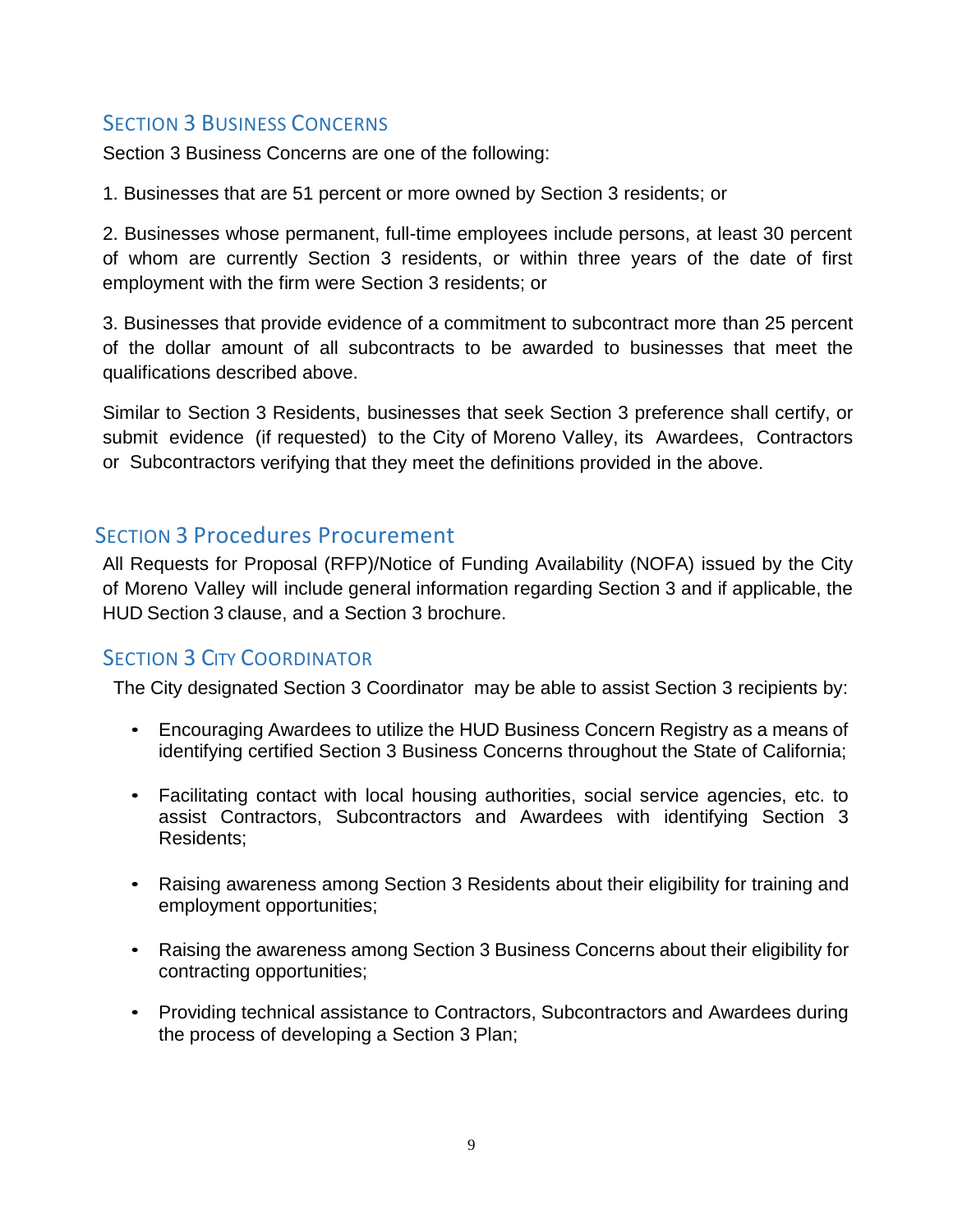## Section 3 Business Concerns

Section 3 Business Concerns are one of the following:

1. Businesses that are 51 percent or more owned by Section 3 residents; or

2. Businesses whose permanent, full-time employees include persons, at least 30 percent of whom are currently Section 3 residents, or within three years of the date of first employment with the firm were Section 3 residents; or

3. Businesses that provide evidence of a commitment to subcontract more than 25 percent of the dollar amount of all subcontracts to be awarded to businesses that meet the qualifications described above.

Similar to Section 3 Residents, businesses that seek Section 3 preference shall certify, or submit evidence (if requested) to the City of Moreno Valley, its Awardees, Contractors or Subcontractors verifying that they meet the definitions provided in the above.

## Section 3 Procedures Procurement

All Requests for Proposal (RFP)/Notice of Funding Availability (NOFA) issued by the City of Moreno Valley will include general information regarding Section 3 and if applicable, the HUD Section 3 clause, and a Section 3 brochure.

## Section 3 City Coordinator

The City designated Section 3 Coordinator may be able to assist Section 3 recipients by:

- Encouraging Awardees to utilize the HUD Business Concern Registry as a means of identifying certified Section 3 Business Concerns throughout the State of California;
- Facilitating contact with local housing authorities, social service agencies, etc. to assist Contractors, Subcontractors and Awardees with identifying Section 3 Residents;
- Raising awareness among Section 3 Residents about their eligibility for training and employment opportunities;
- Raising the awareness among Section 3 Business Concerns about their eligibility for contracting opportunities;
- Providing technical assistance to Contractors, Subcontractors and Awardees during the process of developing a Section 3 Plan;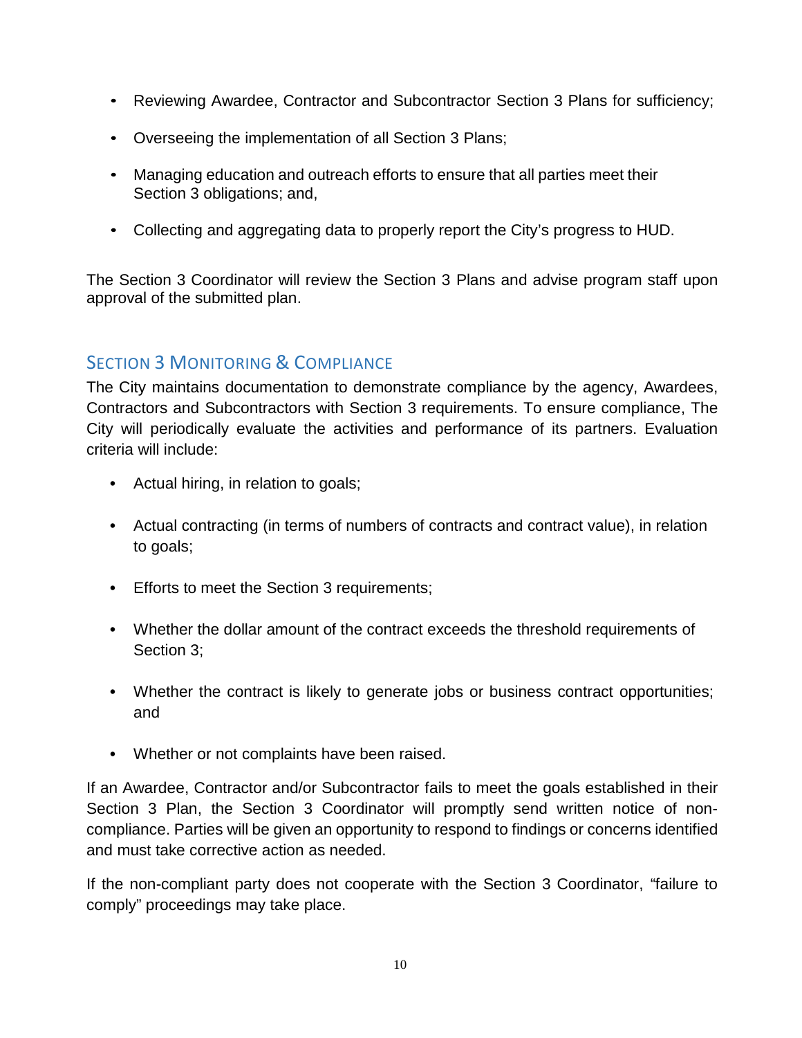- Reviewing Awardee, Contractor and Subcontractor Section 3 Plans for sufficiency;
- Overseeing the implementation of all Section 3 Plans;
- Managing education and outreach efforts to ensure that all parties meet their Section 3 obligations; and,
- Collecting and aggregating data to properly report the City's progress to HUD.

The Section 3 Coordinator will review the Section 3 Plans and advise program staff upon approval of the submitted plan.

## Section 3 Monitoring & Compliance

The City maintains documentation to demonstrate compliance by the agency, Awardees, Contractors and Subcontractors with Section 3 requirements. To ensure compliance, The City will periodically evaluate the activities and performance of its partners. Evaluation criteria will include:

- Actual hiring, in relation to goals;
- Actual contracting (in terms of numbers of contracts and contract value), in relation to goals;
- Efforts to meet the Section 3 requirements;
- Whether the dollar amount of the contract exceeds the threshold requirements of Section 3;
- Whether the contract is likely to generate jobs or business contract opportunities; and
- Whether or not complaints have been raised.

If an Awardee, Contractor and/or Subcontractor fails to meet the goals established in their Section 3 Plan, the Section 3 Coordinator will promptly send written notice of non-compliance. Parties will be given an opportunity to respond to findings or concerns identified and must take corrective action as needed.

If the non-compliant party does not cooperate with the Section 3 Coordinator, "failure to comply" proceedings may take place.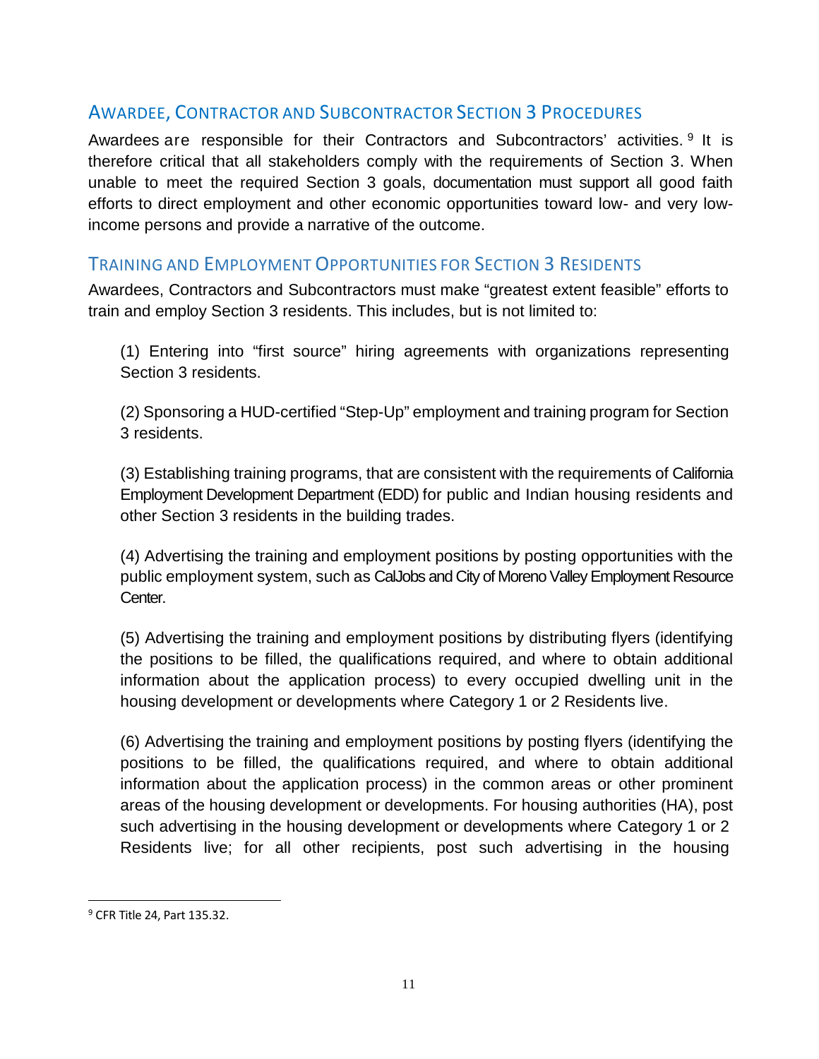## AWARDEE, CONTRACTOR AND SUBCONTRACTOR SECTION 3 PROCEDURES

Awardees are responsible for their Contractors and Subcontractors' activities.[9] It is therefore critical that all stakeholders comply with the requirements of Section 3. When unable to meet the required Section 3 goals, documentation must support all good faith efforts to direct employment and other economic opportunities toward low- and very low-income persons and provide a narrative of the outcome.

## TRAINING AND EMPLOYMENT OPPORTUNITIES FOR SECTION 3 RESIDENTS

Awardees, Contractors and Subcontractors must make "greatest extent feasible" efforts to train and employ Section 3 residents. This includes, but is not limited to:

(1) Entering into "first source" hiring agreements with organizations representing Section 3 residents.

(2) Sponsoring a HUD-certified "Step-Up" employment and training program for Section 3 residents.

(3) Establishing training programs, that are consistent with the requirements of California Employment Development Department (EDD) for public and Indian housing residents and other Section 3 residents in the building trades.

(4) Advertising the training and employment positions by posting opportunities with the public employment system, such as CalJobs and City of Moreno Valley Employment Resource Center.

(5) Advertising the training and employment positions by distributing flyers (identifying the positions to be filled, the qualifications required, and where to obtain additional information about the application process) to every occupied dwelling unit in the housing development or developments where Category 1 or 2 Residents live.

(6) Advertising the training and employment positions by posting flyers (identifying the positions to be filled, the qualifications required, and where to obtain additional information about the application process) in the common areas or other prominent areas of the housing development or developments. For housing authorities (HA), post such advertising in the housing development or developments where Category 1 or 2 Residents live; for all other recipients, post such advertising in the housing

---

[9] CFR Title 24, Part 135.32.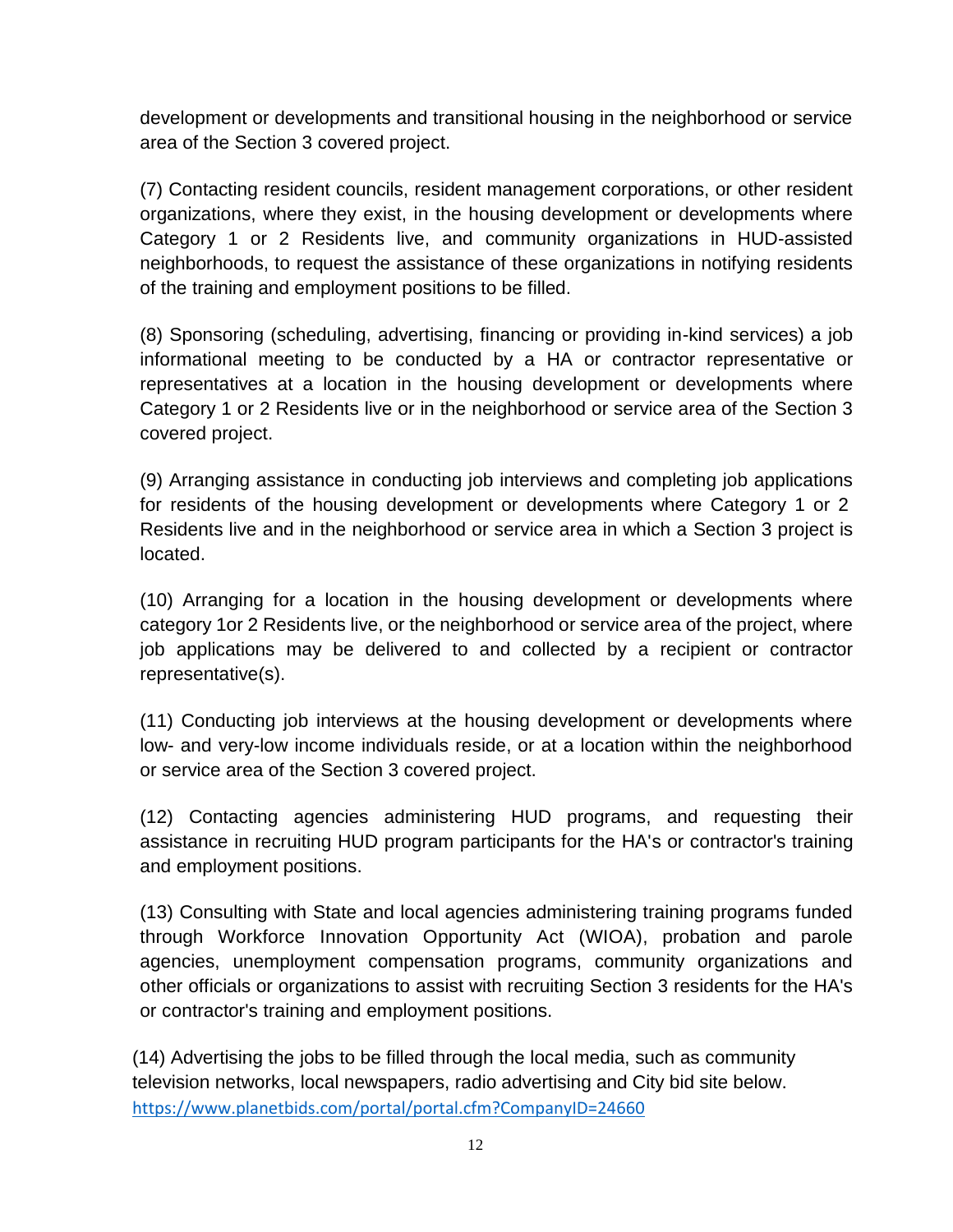development or developments and transitional housing in the neighborhood or service area of the Section 3 covered project.

(7) Contacting resident councils, resident management corporations, or other resident organizations, where they exist, in the housing development or developments where Category 1 or 2 Residents live, and community organizations in HUD-assisted neighborhoods, to request the assistance of these organizations in notifying residents of the training and employment positions to be filled.

(8) Sponsoring (scheduling, advertising, financing or providing in-kind services) a job informational meeting to be conducted by a HA or contractor representative or representatives at a location in the housing development or developments where Category 1 or 2 Residents live or in the neighborhood or service area of the Section 3 covered project.

(9) Arranging assistance in conducting job interviews and completing job applications for residents of the housing development or developments where Category 1 or 2 Residents live and in the neighborhood or service area in which a Section 3 project is located.

(10) Arranging for a location in the housing development or developments where category 1or 2 Residents live, or the neighborhood or service area of the project, where job applications may be delivered to and collected by a recipient or contractor representative(s).

(11) Conducting job interviews at the housing development or developments where low- and very-low income individuals reside, or at a location within the neighborhood or service area of the Section 3 covered project.

(12) Contacting agencies administering HUD programs, and requesting their assistance in recruiting HUD program participants for the HA's or contractor's training and employment positions.

(13) Consulting with State and local agencies administering training programs funded through Workforce Innovation Opportunity Act (WIOA), probation and parole agencies, unemployment compensation programs, community organizations and other officials or organizations to assist with recruiting Section 3 residents for the HA's or contractor's training and employment positions.

(14) Advertising the jobs to be filled through the local media, such as community television networks, local newspapers, radio advertising and City bid site below.
https://www.planetbids.com/portal/portal.cfm?CompanyID=24660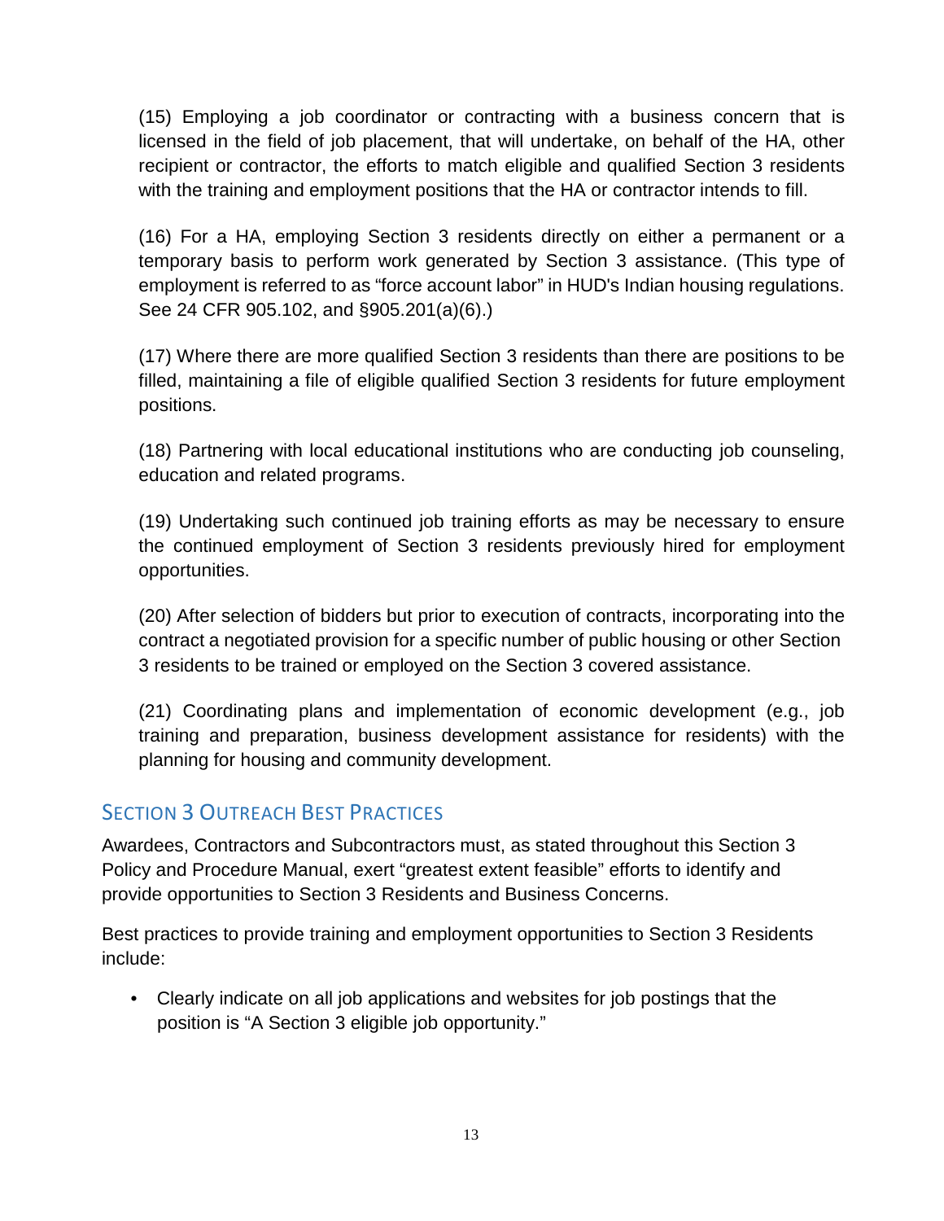(15) Employing a job coordinator or contracting with a business concern that is licensed in the field of job placement, that will undertake, on behalf of the HA, other recipient or contractor, the efforts to match eligible and qualified Section 3 residents with the training and employment positions that the HA or contractor intends to fill.

(16) For a HA, employing Section 3 residents directly on either a permanent or a temporary basis to perform work generated by Section 3 assistance. (This type of employment is referred to as "force account labor" in HUD's Indian housing regulations. See 24 CFR 905.102, and §905.201(a)(6).)

(17) Where there are more qualified Section 3 residents than there are positions to be filled, maintaining a file of eligible qualified Section 3 residents for future employment positions.

(18) Partnering with local educational institutions who are conducting job counseling, education and related programs.

(19) Undertaking such continued job training efforts as may be necessary to ensure the continued employment of Section 3 residents previously hired for employment opportunities.

(20) After selection of bidders but prior to execution of contracts, incorporating into the contract a negotiated provision for a specific number of public housing or other Section 3 residents to be trained or employed on the Section 3 covered assistance.

(21) Coordinating plans and implementation of economic development (e.g., job training and preparation, business development assistance for residents) with the planning for housing and community development.

## Section 3 Outreach Best Practices

Awardees, Contractors and Subcontractors must, as stated throughout this Section 3 Policy and Procedure Manual, exert "greatest extent feasible" efforts to identify and provide opportunities to Section 3 Residents and Business Concerns.

Best practices to provide training and employment opportunities to Section 3 Residents include:

- Clearly indicate on all job applications and websites for job postings that the position is "A Section 3 eligible job opportunity."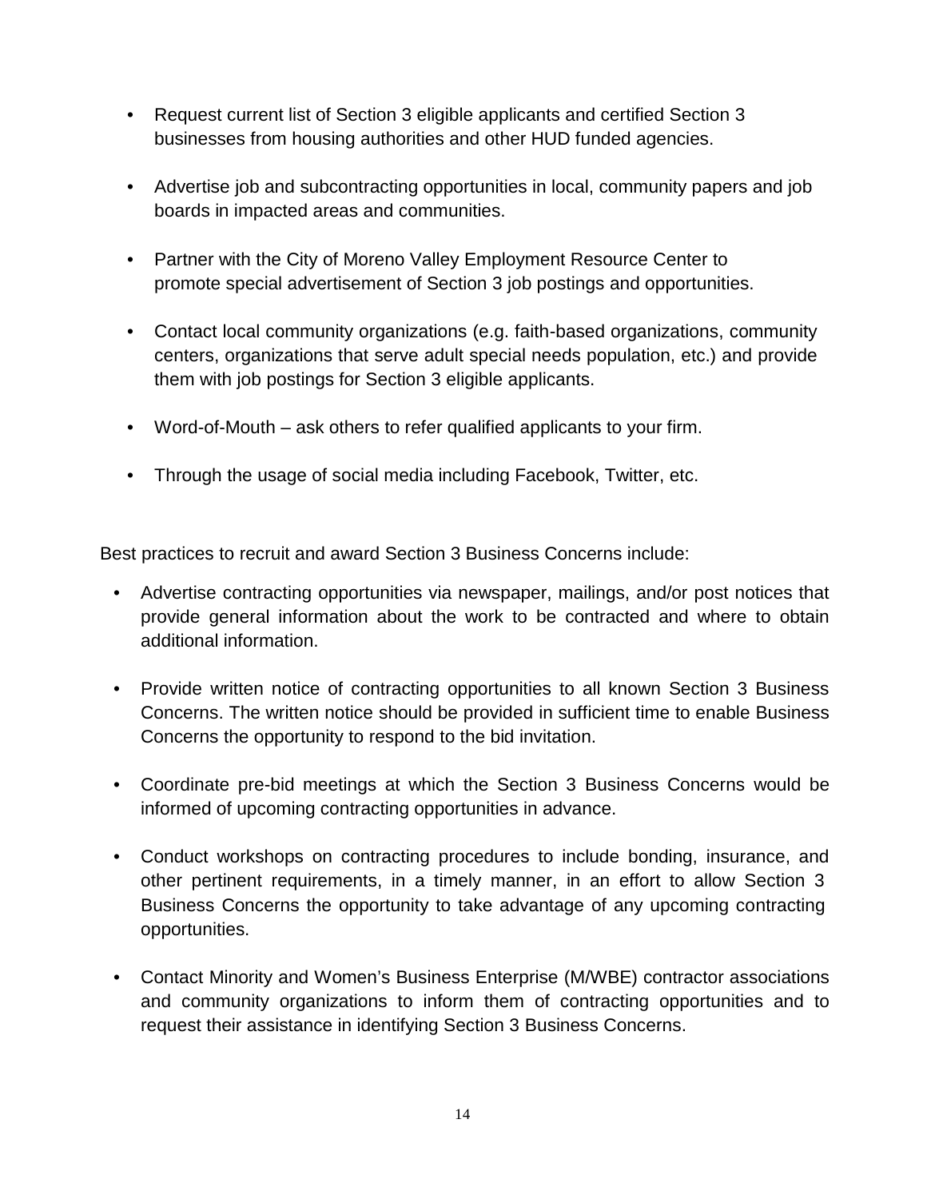- Request current list of Section 3 eligible applicants and certified Section 3 businesses from housing authorities and other HUD funded agencies.
- Advertise job and subcontracting opportunities in local, community papers and job boards in impacted areas and communities.
- Partner with the City of Moreno Valley Employment Resource Center to promote special advertisement of Section 3 job postings and opportunities.
- Contact local community organizations (e.g. faith-based organizations, community centers, organizations that serve adult special needs population, etc.) and provide them with job postings for Section 3 eligible applicants.
- Word-of-Mouth – ask others to refer qualified applicants to your firm.
- Through the usage of social media including Facebook, Twitter, etc.

Best practices to recruit and award Section 3 Business Concerns include:

- Advertise contracting opportunities via newspaper, mailings, and/or post notices that provide general information about the work to be contracted and where to obtain additional information.
- Provide written notice of contracting opportunities to all known Section 3 Business Concerns. The written notice should be provided in sufficient time to enable Business Concerns the opportunity to respond to the bid invitation.
- Coordinate pre-bid meetings at which the Section 3 Business Concerns would be informed of upcoming contracting opportunities in advance.
- Conduct workshops on contracting procedures to include bonding, insurance, and other pertinent requirements, in a timely manner, in an effort to allow Section 3 Business Concerns the opportunity to take advantage of any upcoming contracting opportunities.
- Contact Minority and Women's Business Enterprise (M/WBE) contractor associations and community organizations to inform them of contracting opportunities and to request their assistance in identifying Section 3 Business Concerns.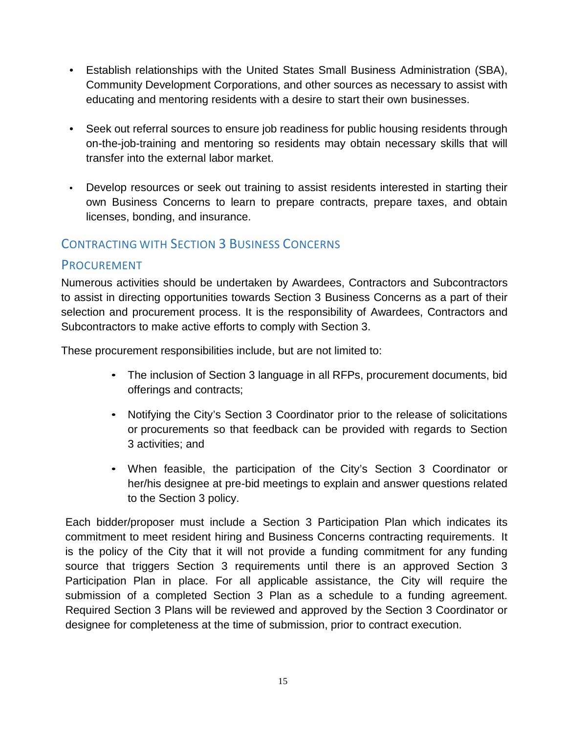- Establish relationships with the United States Small Business Administration (SBA), Community Development Corporations, and other sources as necessary to assist with educating and mentoring residents with a desire to start their own businesses.

- Seek out referral sources to ensure job readiness for public housing residents through on-the-job-training and mentoring so residents may obtain necessary skills that will transfer into the external labor market.

- Develop resources or seek out training to assist residents interested in starting their own Business Concerns to learn to prepare contracts, prepare taxes, and obtain licenses, bonding, and insurance.

## Contracting with Section 3 Business Concerns

### Procurement

Numerous activities should be undertaken by Awardees, Contractors and Subcontractors to assist in directing opportunities towards Section 3 Business Concerns as a part of their selection and procurement process. It is the responsibility of Awardees, Contractors and Subcontractors to make active efforts to comply with Section 3.

These procurement responsibilities include, but are not limited to:

- The inclusion of Section 3 language in all RFPs, procurement documents, bid offerings and contracts;

- Notifying the City's Section 3 Coordinator prior to the release of solicitations or procurements so that feedback can be provided with regards to Section 3 activities; and

- When feasible, the participation of the City's Section 3 Coordinator or her/his designee at pre-bid meetings to explain and answer questions related to the Section 3 policy.

Each bidder/proposer must include a Section 3 Participation Plan which indicates its commitment to meet resident hiring and Business Concerns contracting requirements. It is the policy of the City that it will not provide a funding commitment for any funding source that triggers Section 3 requirements until there is an approved Section 3 Participation Plan in place. For all applicable assistance, the City will require the submission of a completed Section 3 Plan as a schedule to a funding agreement. Required Section 3 Plans will be reviewed and approved by the Section 3 Coordinator or designee for completeness at the time of submission, prior to contract execution.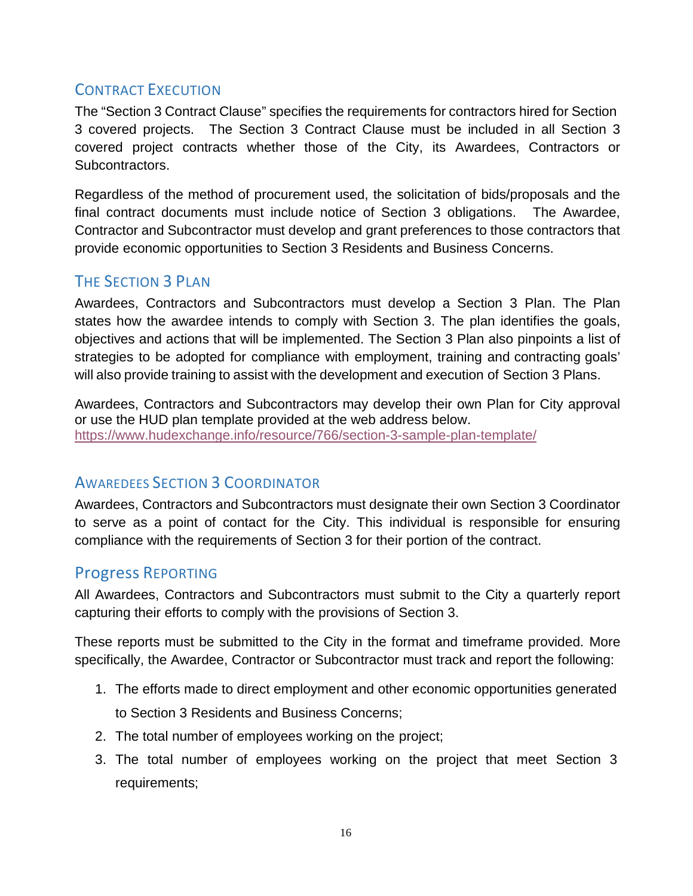## Contract Execution

The "Section 3 Contract Clause" specifies the requirements for contractors hired for Section 3 covered projects. The Section 3 Contract Clause must be included in all Section 3 covered project contracts whether those of the City, its Awardees, Contractors or Subcontractors.

Regardless of the method of procurement used, the solicitation of bids/proposals and the final contract documents must include notice of Section 3 obligations. The Awardee, Contractor and Subcontractor must develop and grant preferences to those contractors that provide economic opportunities to Section 3 Residents and Business Concerns.

## The Section 3 Plan

Awardees, Contractors and Subcontractors must develop a Section 3 Plan. The Plan states how the awardee intends to comply with Section 3. The plan identifies the goals, objectives and actions that will be implemented. The Section 3 Plan also pinpoints a list of strategies to be adopted for compliance with employment, training and contracting goals' will also provide training to assist with the development and execution of Section 3 Plans.

Awardees, Contractors and Subcontractors may develop their own Plan for City approval or use the HUD plan template provided at the web address below.
https://www.hudexchange.info/resource/766/section-3-sample-plan-template/

## Awaredees Section 3 Coordinator

Awardees, Contractors and Subcontractors must designate their own Section 3 Coordinator to serve as a point of contact for the City. This individual is responsible for ensuring compliance with the requirements of Section 3 for their portion of the contract.

## Progress Reporting

All Awardees, Contractors and Subcontractors must submit to the City a quarterly report capturing their efforts to comply with the provisions of Section 3.

These reports must be submitted to the City in the format and timeframe provided. More specifically, the Awardee, Contractor or Subcontractor must track and report the following:

1. The efforts made to direct employment and other economic opportunities generated to Section 3 Residents and Business Concerns;
2. The total number of employees working on the project;
3. The total number of employees working on the project that meet Section 3 requirements;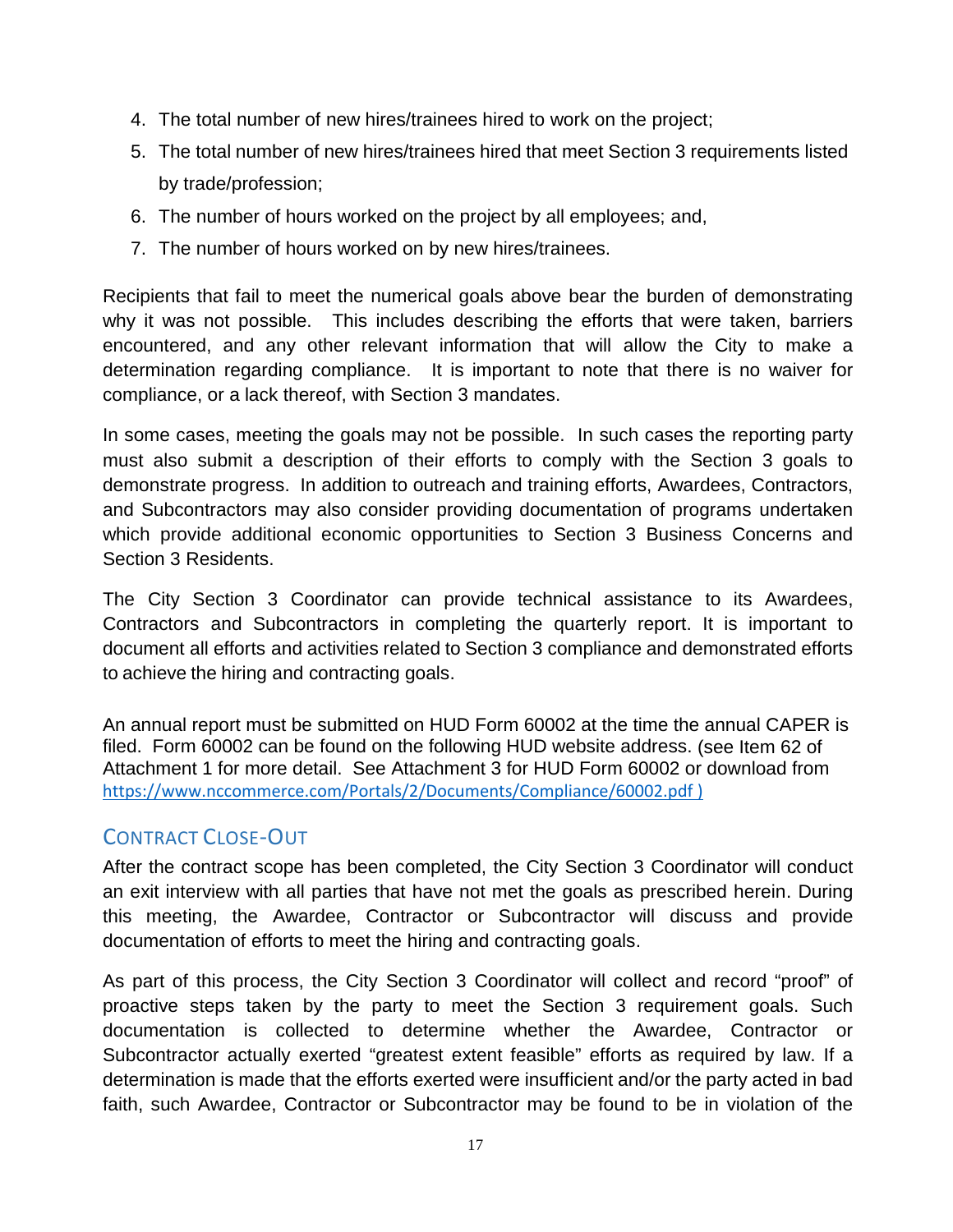4. The total number of new hires/trainees hired to work on the project;
5. The total number of new hires/trainees hired that meet Section 3 requirements listed by trade/profession;
6. The number of hours worked on the project by all employees; and,
7. The number of hours worked on by new hires/trainees.

Recipients that fail to meet the numerical goals above bear the burden of demonstrating why it was not possible. This includes describing the efforts that were taken, barriers encountered, and any other relevant information that will allow the City to make a determination regarding compliance. It is important to note that there is no waiver for compliance, or a lack thereof, with Section 3 mandates.

In some cases, meeting the goals may not be possible. In such cases the reporting party must also submit a description of their efforts to comply with the Section 3 goals to demonstrate progress. In addition to outreach and training efforts, Awardees, Contractors, and Subcontractors may also consider providing documentation of programs undertaken which provide additional economic opportunities to Section 3 Business Concerns and Section 3 Residents.

The City Section 3 Coordinator can provide technical assistance to its Awardees, Contractors and Subcontractors in completing the quarterly report. It is important to document all efforts and activities related to Section 3 compliance and demonstrated efforts to achieve the hiring and contracting goals.

An annual report must be submitted on HUD Form 60002 at the time the annual CAPER is filed. Form 60002 can be found on the following HUD website address. (see Item 62 of Attachment 1 for more detail. See Attachment 3 for HUD Form 60002 or download from https://www.nccommerce.com/Portals/2/Documents/Compliance/60002.pdf )

## Contract Close-Out

After the contract scope has been completed, the City Section 3 Coordinator will conduct an exit interview with all parties that have not met the goals as prescribed herein. During this meeting, the Awardee, Contractor or Subcontractor will discuss and provide documentation of efforts to meet the hiring and contracting goals.

As part of this process, the City Section 3 Coordinator will collect and record "proof" of proactive steps taken by the party to meet the Section 3 requirement goals. Such documentation is collected to determine whether the Awardee, Contractor or Subcontractor actually exerted "greatest extent feasible" efforts as required by law. If a determination is made that the efforts exerted were insufficient and/or the party acted in bad faith, such Awardee, Contractor or Subcontractor may be found to be in violation of the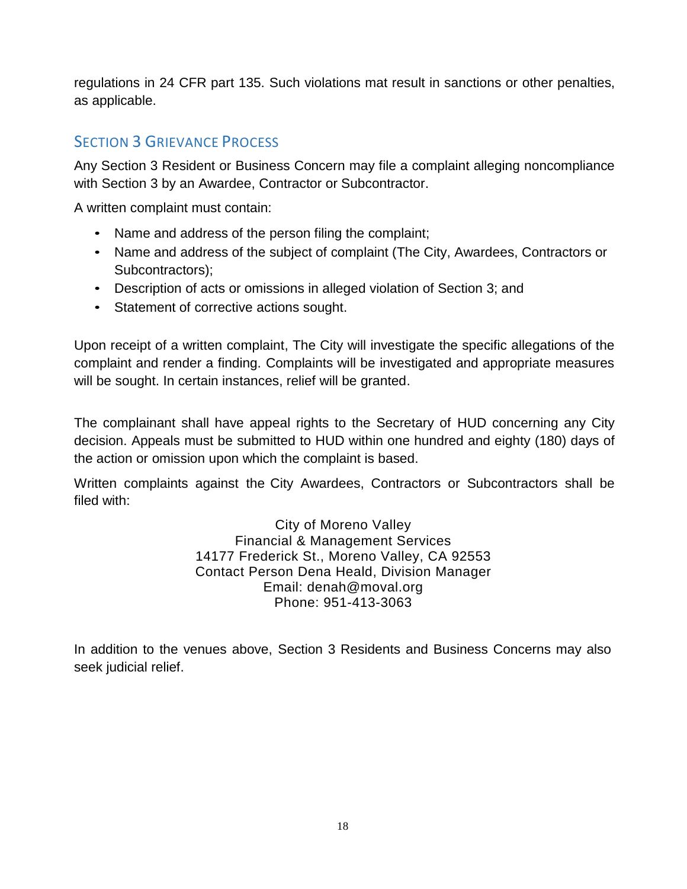regulations in 24 CFR part 135. Such violations mat result in sanctions or other penalties, as applicable.

## SECTION 3 GRIEVANCE PROCESS

Any Section 3 Resident or Business Concern may file a complaint alleging noncompliance with Section 3 by an Awardee, Contractor or Subcontractor.

A written complaint must contain:

- Name and address of the person filing the complaint;
- Name and address of the subject of complaint (The City, Awardees, Contractors or Subcontractors);
- Description of acts or omissions in alleged violation of Section 3; and
- Statement of corrective actions sought.

Upon receipt of a written complaint, The City will investigate the specific allegations of the complaint and render a finding. Complaints will be investigated and appropriate measures will be sought. In certain instances, relief will be granted.

The complainant shall have appeal rights to the Secretary of HUD concerning any City decision. Appeals must be submitted to HUD within one hundred and eighty (180) days of the action or omission upon which the complaint is based.

Written complaints against the City Awardees, Contractors or Subcontractors shall be filed with:

City of Moreno Valley
Financial & Management Services
14177 Frederick St., Moreno Valley, CA 92553
Contact Person Dena Heald, Division Manager
Email: denah@moval.org
Phone: 951-413-3063

In addition to the venues above, Section 3 Residents and Business Concerns may also seek judicial relief.